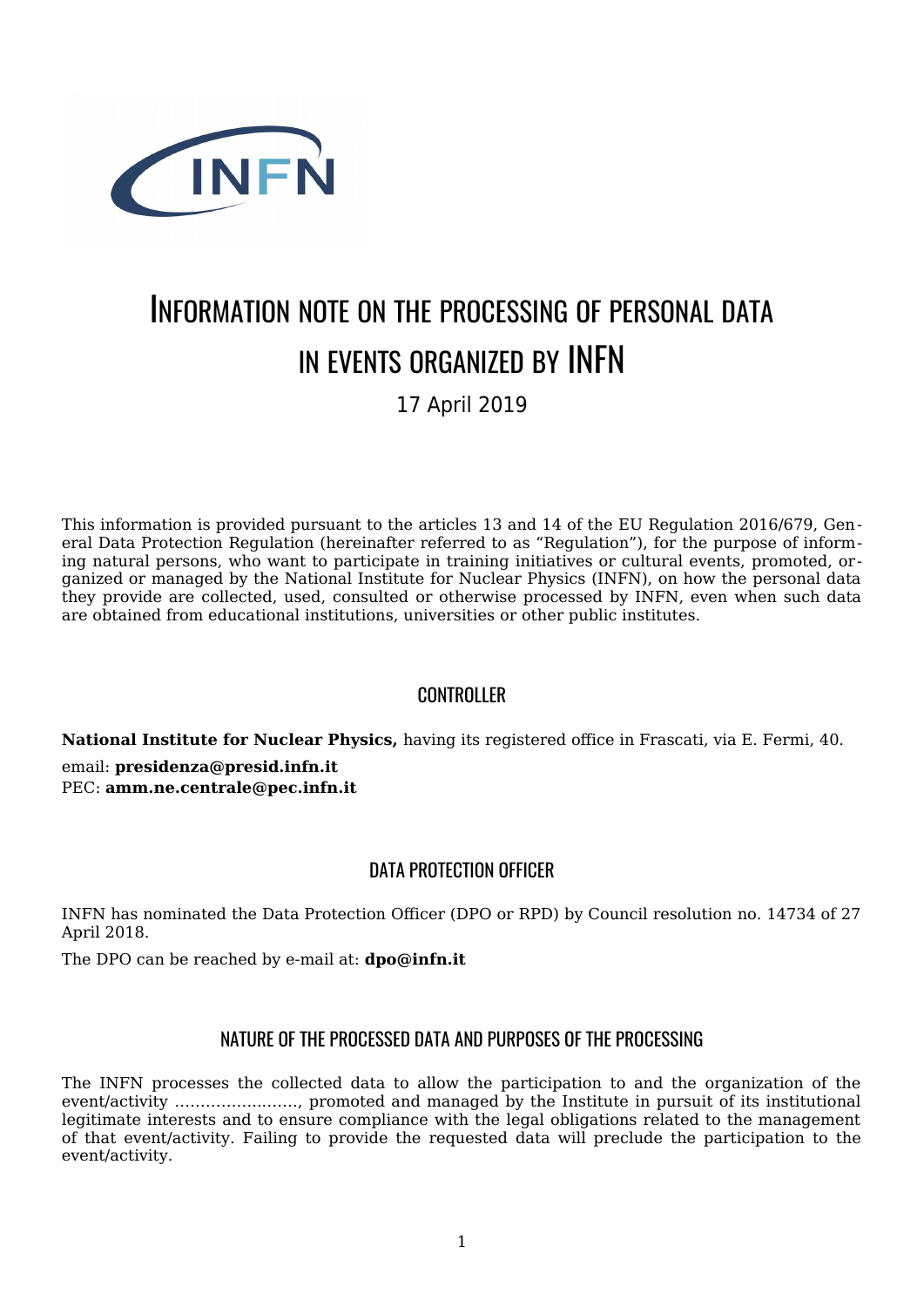# Information note on the processing of personal data in events organized by INFN

17 April 2019

This information is provided pursuant to the articles 13 and 14 of the EU Regulation 2016/679, General Data Protection Regulation (hereinafter referred to as "Regulation"), for the purpose of informing natural persons, who want to participate in training initiatives or cultural events, promoted, organized or managed by the National Institute for Nuclear Physics (INFN), on how the personal data they provide are collected, used, consulted or otherwise processed by INFN, even when such data are obtained from educational institutions, universities or other public institutes.

## Controller

**National Institute for Nuclear Physics,** having its registered office in Frascati, via E. Fermi, 40.

email: **presidenza@presid.infn.it**
PEC: **amm.ne.centrale@pec.infn.it**

## Data Protection Officer

INFN has nominated the Data Protection Officer (DPO or RPD) by Council resolution no. 14734 of 27 April 2018.

The DPO can be reached by e-mail at: **dpo@infn.it**

## Nature of the processed data and purposes of the processing

The INFN processes the collected data to allow the participation to and the organization of the event/activity ……………………, promoted and managed by the Institute in pursuit of its institutional legitimate interests and to ensure compliance with the legal obligations related to the management of that event/activity. Failing to provide the requested data will preclude the participation to the event/activity.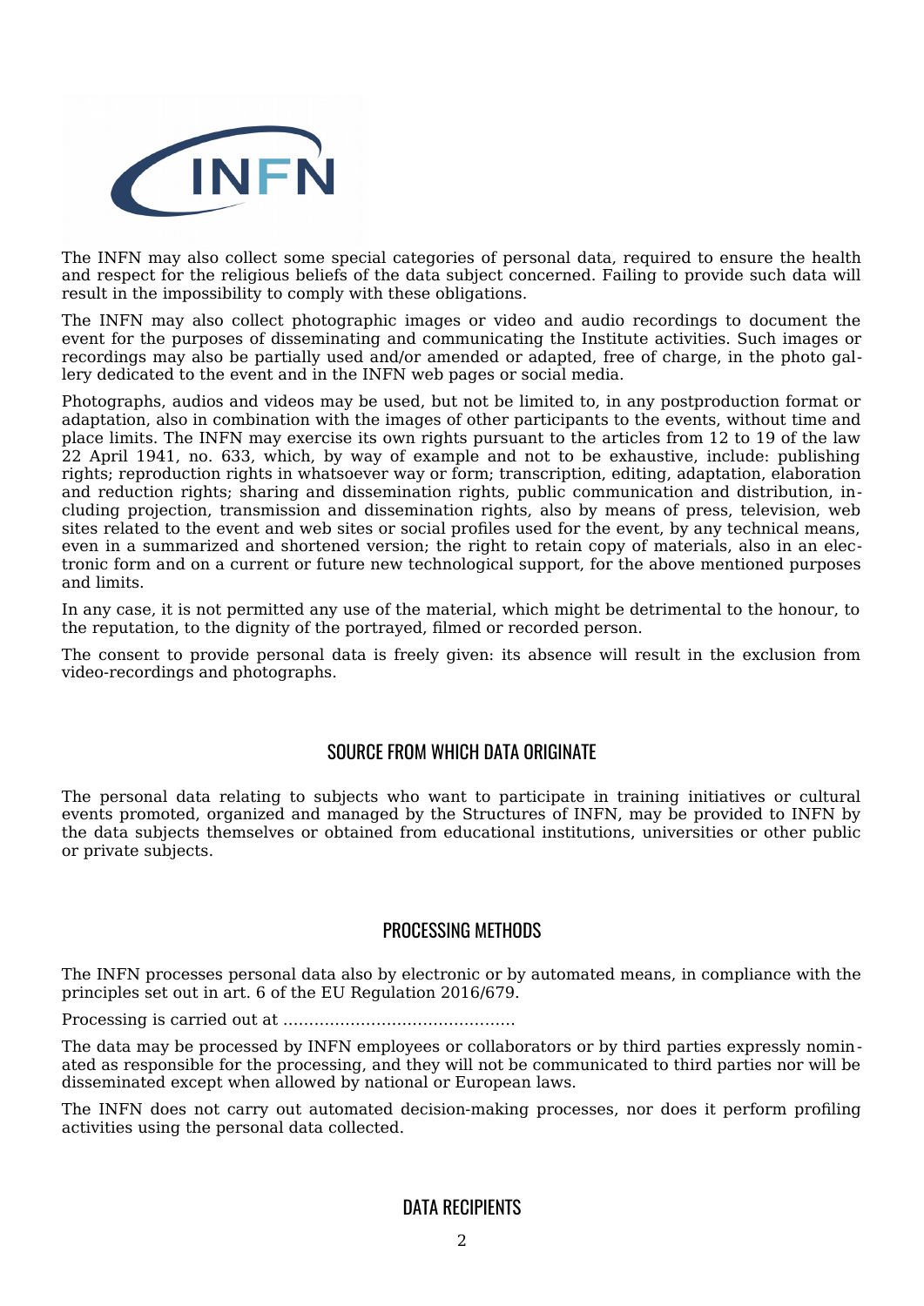The INFN may also collect some special categories of personal data, required to ensure the health and respect for the religious beliefs of the data subject concerned. Failing to provide such data will result in the impossibility to comply with these obligations.

The INFN may also collect photographic images or video and audio recordings to document the event for the purposes of disseminating and communicating the Institute activities. Such images or recordings may also be partially used and/or amended or adapted, free of charge, in the photo gallery dedicated to the event and in the INFN web pages or social media.

Photographs, audios and videos may be used, but not be limited to, in any postproduction format or adaptation, also in combination with the images of other participants to the events, without time and place limits. The INFN may exercise its own rights pursuant to the articles from 12 to 19 of the law 22 April 1941, no. 633, which, by way of example and not to be exhaustive, include: publishing rights; reproduction rights in whatsoever way or form; transcription, editing, adaptation, elaboration and reduction rights; sharing and dissemination rights, public communication and distribution, including projection, transmission and dissemination rights, also by means of press, television, web sites related to the event and web sites or social profiles used for the event, by any technical means, even in a summarized and shortened version; the right to retain copy of materials, also in an electronic form and on a current or future new technological support, for the above mentioned purposes and limits.

In any case, it is not permitted any use of the material, which might be detrimental to the honour, to the reputation, to the dignity of the portrayed, filmed or recorded person.

The consent to provide personal data is freely given: its absence will result in the exclusion from video-recordings and photographs.

## SOURCE FROM WHICH DATA ORIGINATE

The personal data relating to subjects who want to participate in training initiatives or cultural events promoted, organized and managed by the Structures of INFN, may be provided to INFN by the data subjects themselves or obtained from educational institutions, universities or other public or private subjects.

## PROCESSING METHODS

The INFN processes personal data also by electronic or by automated means, in compliance with the principles set out in art. 6 of the EU Regulation 2016/679.

Processing is carried out at ............................................

The data may be processed by INFN employees or collaborators or by third parties expressly nominated as responsible for the processing, and they will not be communicated to third parties nor will be disseminated except when allowed by national or European laws.

The INFN does not carry out automated decision-making processes, nor does it perform profiling activities using the personal data collected.

## DATA RECIPIENTS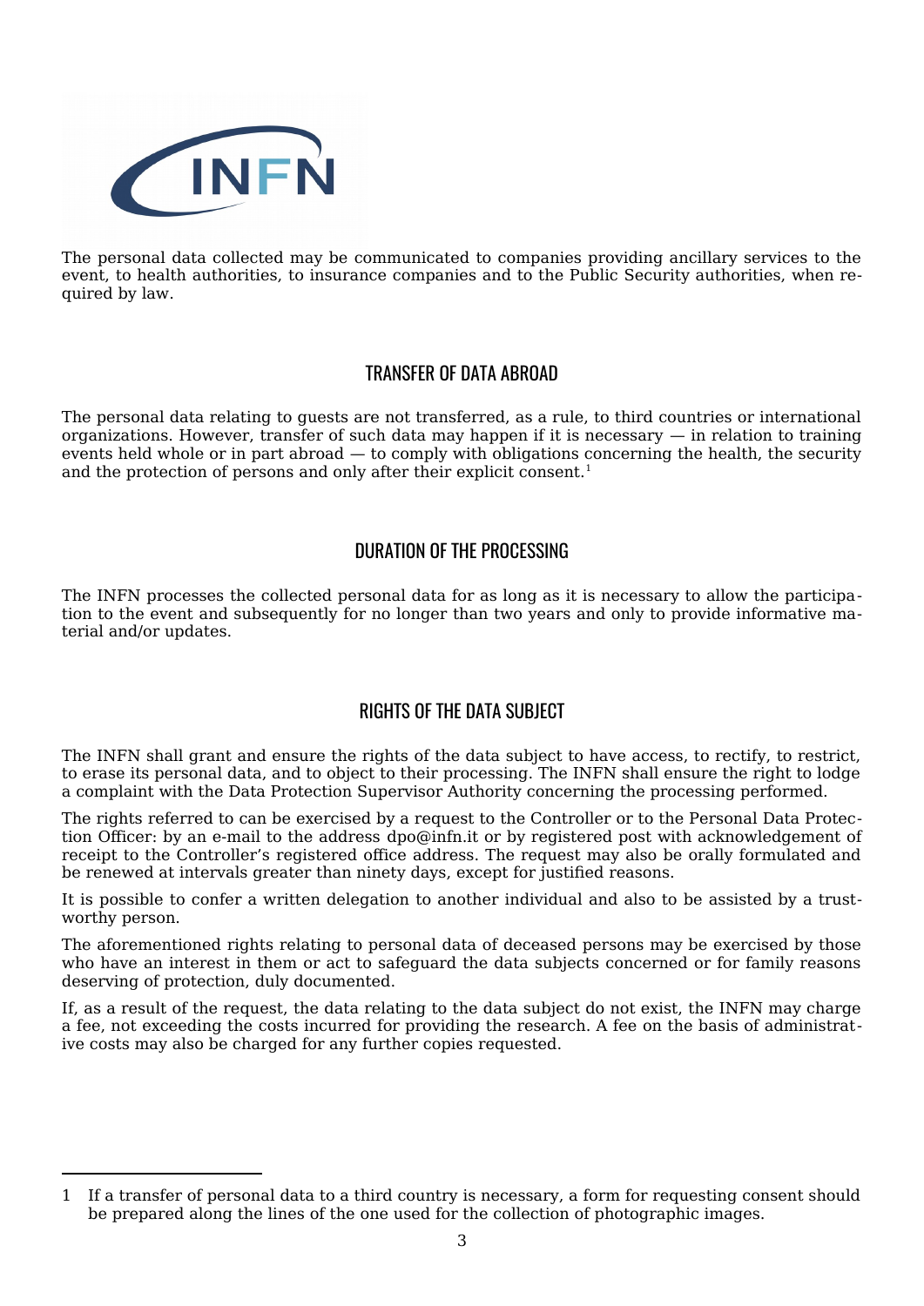The personal data collected may be communicated to companies providing ancillary services to the event, to health authorities, to insurance companies and to the Public Security authorities, when required by law.

## TRANSFER OF DATA ABROAD

The personal data relating to guests are not transferred, as a rule, to third countries or international organizations. However, transfer of such data may happen if it is necessary — in relation to training events held whole or in part abroad — to comply with obligations concerning the health, the security and the protection of persons and only after their explicit consent.[1]

## DURATION OF THE PROCESSING

The INFN processes the collected personal data for as long as it is necessary to allow the participation to the event and subsequently for no longer than two years and only to provide informative material and/or updates.

## RIGHTS OF THE DATA SUBJECT

The INFN shall grant and ensure the rights of the data subject to have access, to rectify, to restrict, to erase its personal data, and to object to their processing. The INFN shall ensure the right to lodge a complaint with the Data Protection Supervisor Authority concerning the processing performed.

The rights referred to can be exercised by a request to the Controller or to the Personal Data Protection Officer: by an e-mail to the address dpo@infn.it or by registered post with acknowledgement of receipt to the Controller's registered office address. The request may also be orally formulated and be renewed at intervals greater than ninety days, except for justified reasons.

It is possible to confer a written delegation to another individual and also to be assisted by a trustworthy person.

The aforementioned rights relating to personal data of deceased persons may be exercised by those who have an interest in them or act to safeguard the data subjects concerned or for family reasons deserving of protection, duly documented.

If, as a result of the request, the data relating to the data subject do not exist, the INFN may charge a fee, not exceeding the costs incurred for providing the research. A fee on the basis of administrative costs may also be charged for any further copies requested.

---

1 If a transfer of personal data to a third country is necessary, a form for requesting consent should be prepared along the lines of the one used for the collection of photographic images.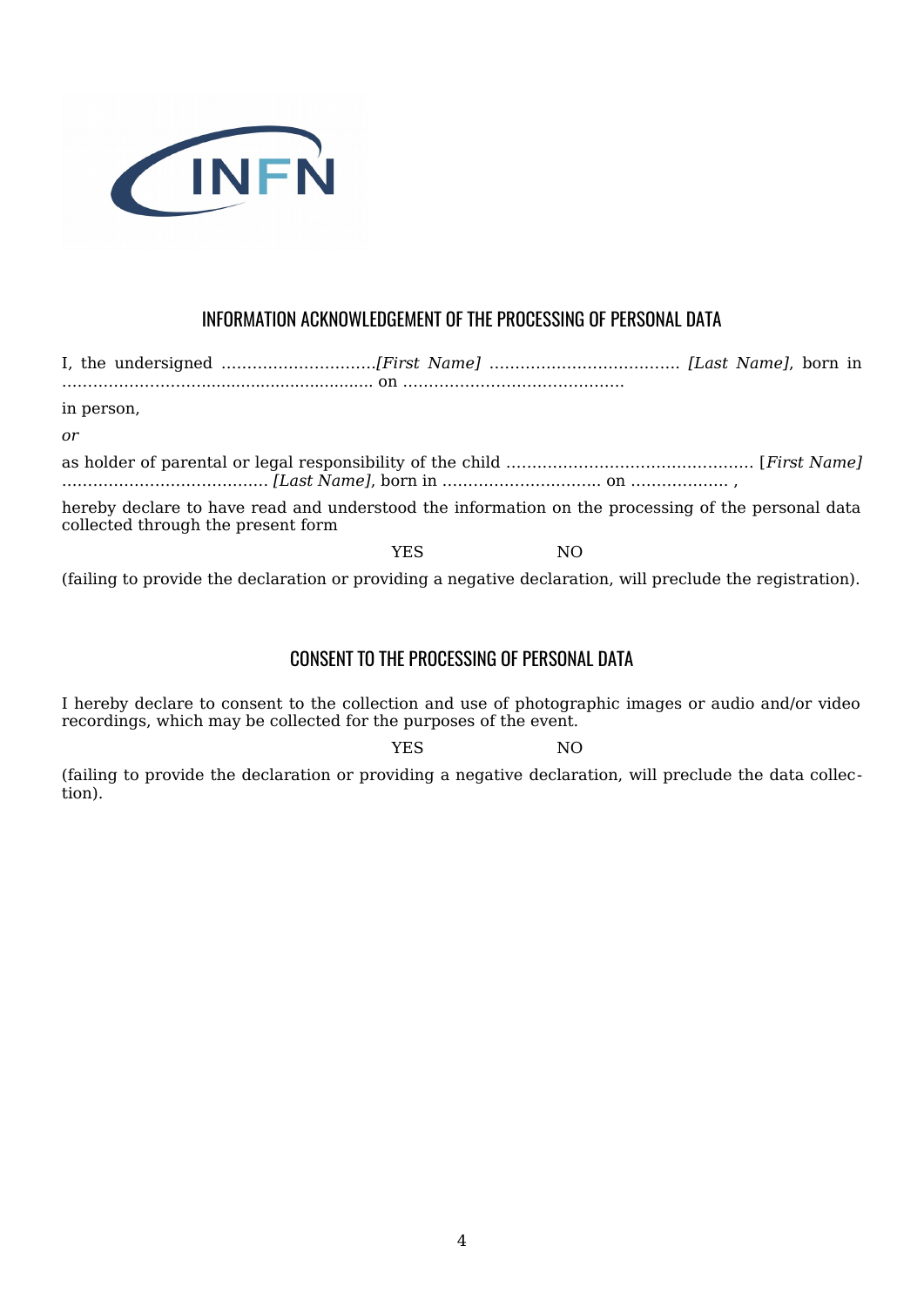## INFORMATION ACKNOWLEDGEMENT OF THE PROCESSING OF PERSONAL DATA

I, the undersigned ……………………….*[First Name]* ……………………………… *[Last Name]*, born in ……………………………………………………. on ……………………………………

in person,

*or*

as holder of parental or legal responsibility of the child ……………………………………… [*First Name]* ………………………………… *[Last Name]*, born in ………………………… on ………………. ,

hereby declare to have read and understood the information on the processing of the personal data collected through the present form

YES NO

(failing to provide the declaration or providing a negative declaration, will preclude the registration).

## CONSENT TO THE PROCESSING OF PERSONAL DATA

I hereby declare to consent to the collection and use of photographic images or audio and/or video recordings, which may be collected for the purposes of the event.

YES NO

(failing to provide the declaration or providing a negative declaration, will preclude the data collection).